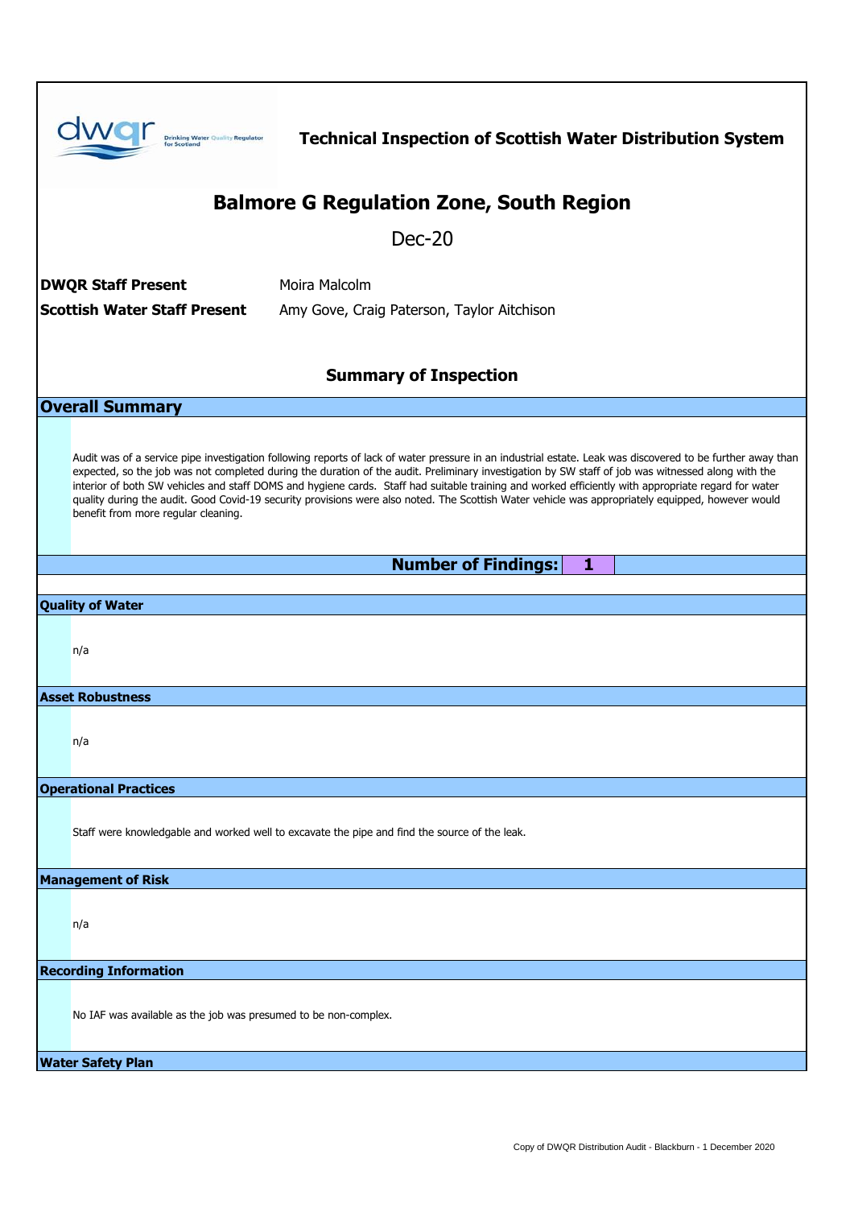# Technical Inspection of Scottish Water Distribution System

## Balmore G Regulation Zone, South Region

Dec-20

**DWQR Staff Present** Moira Malcolm

**Scottish Water Staff Present** Amy Gove, Craig Paterson, Taylor Aitchison

### Summary of Inspection

## Overall Summary

Audit was of a service pipe investigation following reports of lack of water pressure in an industrial estate. Leak was discovered to be further away than expected, so the job was not completed during the duration of the audit. Preliminary investigation by SW staff of job was witnessed along with the interior of both SW vehicles and staff DOMS and hygiene cards. Staff had suitable training and worked efficiently with appropriate regard for water quality during the audit. Good Covid-19 security provisions were also noted. The Scottish Water vehicle was appropriately equipped, however would benefit from more regular cleaning.

**Number of Findings: 1**

### Quality of Water

n/a

### Asset Robustness

n/a

### Operational Practices

Staff were knowledgable and worked well to excavate the pipe and find the source of the leak.

### Management of Risk

n/a

### Recording Information

No IAF was available as the job was presumed to be non-complex.

### Water Safety Plan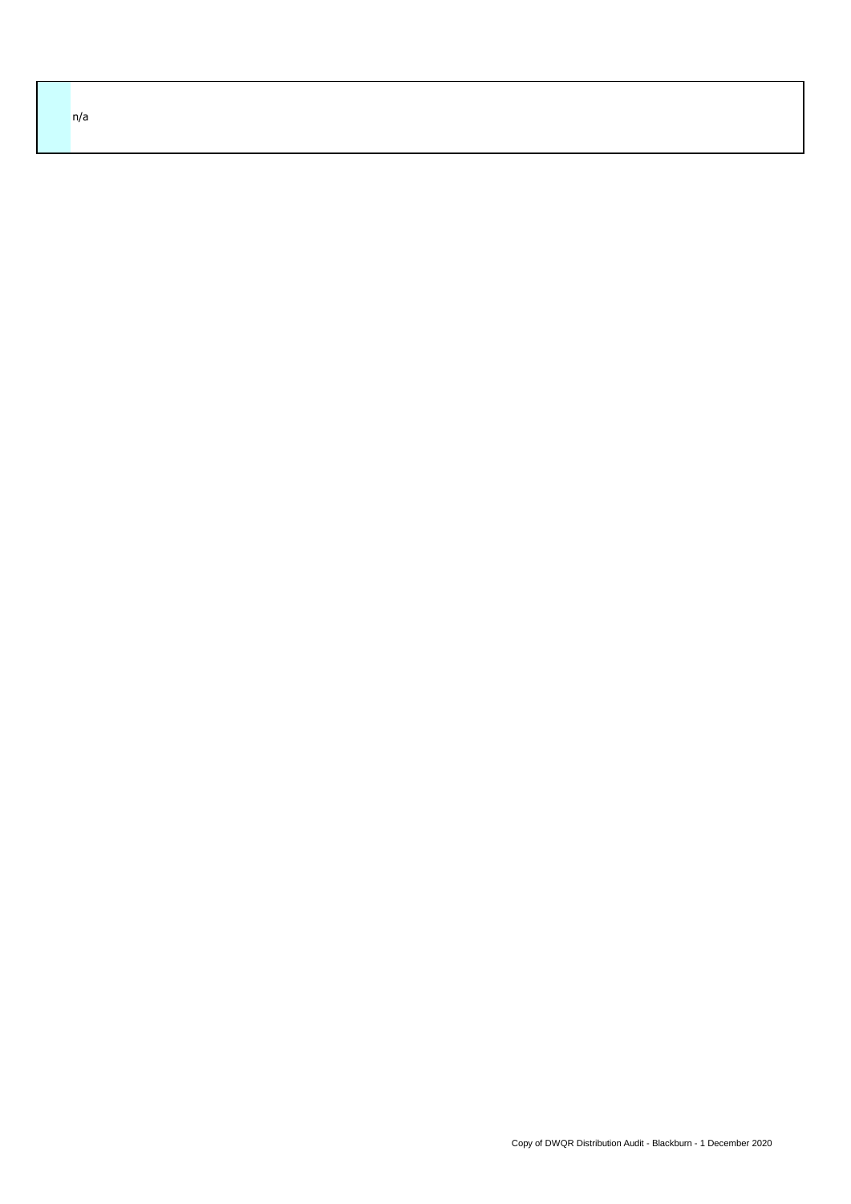n/a